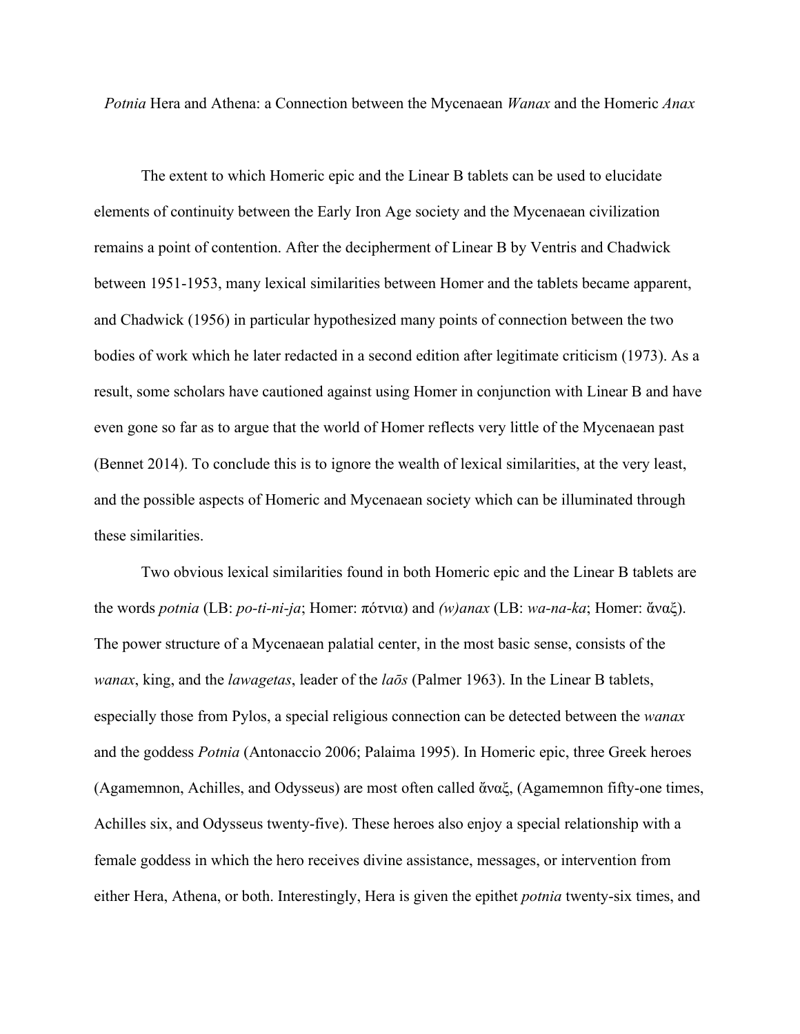# *Potnia* Hera and Athena: a Connection between the Mycenaean *Wanax* and the Homeric *Anax*

The extent to which Homeric epic and the Linear B tablets can be used to elucidate elements of continuity between the Early Iron Age society and the Mycenaean civilization remains a point of contention. After the decipherment of Linear B by Ventris and Chadwick between 1951-1953, many lexical similarities between Homer and the tablets became apparent, and Chadwick (1956) in particular hypothesized many points of connection between the two bodies of work which he later redacted in a second edition after legitimate criticism (1973). As a result, some scholars have cautioned against using Homer in conjunction with Linear B and have even gone so far as to argue that the world of Homer reflects very little of the Mycenaean past (Bennet 2014). To conclude this is to ignore the wealth of lexical similarities, at the very least, and the possible aspects of Homeric and Mycenaean society which can be illuminated through these similarities.

Two obvious lexical similarities found in both Homeric epic and the Linear B tablets are the words *potnia* (LB: *po-ti-ni-ja*; Homer: πότνια) and *(w)anax* (LB: *wa-na-ka*; Homer: ἄναξ). The power structure of a Mycenaean palatial center, in the most basic sense, consists of the *wanax*, king, and the *lawagetas*, leader of the *laōs* (Palmer 1963). In the Linear B tablets, especially those from Pylos, a special religious connection can be detected between the *wanax* and the goddess *Potnia* (Antonaccio 2006; Palaima 1995). In Homeric epic, three Greek heroes (Agamemnon, Achilles, and Odysseus) are most often called ἄναξ, (Agamemnon fifty-one times, Achilles six, and Odysseus twenty-five). These heroes also enjoy a special relationship with a female goddess in which the hero receives divine assistance, messages, or intervention from either Hera, Athena, or both. Interestingly, Hera is given the epithet *potnia* twenty-six times, and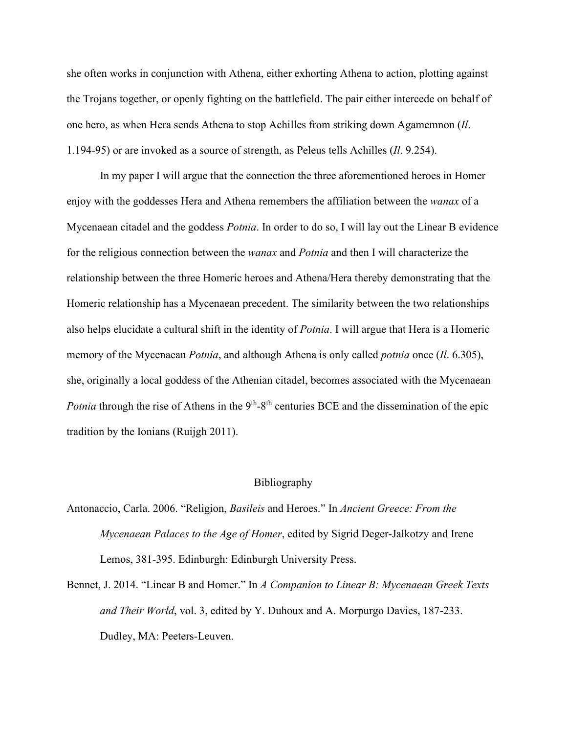she often works in conjunction with Athena, either exhorting Athena to action, plotting against the Trojans together, or openly fighting on the battlefield. The pair either intercede on behalf of one hero, as when Hera sends Athena to stop Achilles from striking down Agamemnon (*Il*. 1.194-95) or are invoked as a source of strength, as Peleus tells Achilles (*Il*. 9.254).

In my paper I will argue that the connection the three aforementioned heroes in Homer enjoy with the goddesses Hera and Athena remembers the affiliation between the *wanax* of a Mycenaean citadel and the goddess *Potnia*. In order to do so, I will lay out the Linear B evidence for the religious connection between the *wanax* and *Potnia* and then I will characterize the relationship between the three Homeric heroes and Athena/Hera thereby demonstrating that the Homeric relationship has a Mycenaean precedent. The similarity between the two relationships also helps elucidate a cultural shift in the identity of *Potnia*. I will argue that Hera is a Homeric memory of the Mycenaean *Potnia*, and although Athena is only called *potnia* once (*Il*. 6.305), she, originally a local goddess of the Athenian citadel, becomes associated with the Mycenaean *Potnia* through the rise of Athens in the 9th-8th centuries BCE and the dissemination of the epic tradition by the Ionians (Ruijgh 2011).

## Bibliography

Antonaccio, Carla. 2006. "Religion, *Basileis* and Heroes." In *Ancient Greece: From the Mycenaean Palaces to the Age of Homer*, edited by Sigrid Deger-Jalkotzy and Irene Lemos, 381-395. Edinburgh: Edinburgh University Press.

Bennet, J. 2014. "Linear B and Homer." In *A Companion to Linear B: Mycenaean Greek Texts and Their World*, vol. 3, edited by Y. Duhoux and A. Morpurgo Davies, 187-233. Dudley, MA: Peeters-Leuven.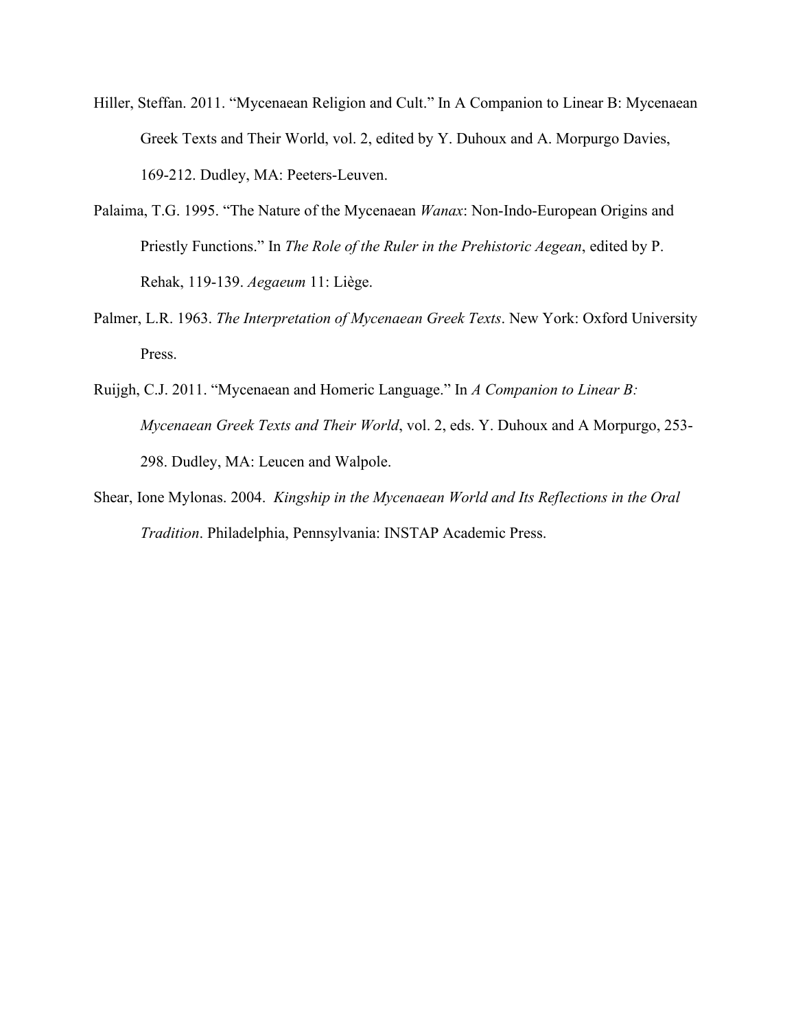Hiller, Steffan. 2011. "Mycenaean Religion and Cult." In A Companion to Linear B: Mycenaean Greek Texts and Their World, vol. 2, edited by Y. Duhoux and A. Morpurgo Davies, 169-212. Dudley, MA: Peeters-Leuven.

Palaima, T.G. 1995. "The Nature of the Mycenaean *Wanax*: Non-Indo-European Origins and Priestly Functions." In *The Role of the Ruler in the Prehistoric Aegean*, edited by P. Rehak, 119-139. *Aegaeum* 11: Liège.

Palmer, L.R. 1963. *The Interpretation of Mycenaean Greek Texts*. New York: Oxford University Press.

Ruijgh, C.J. 2011. "Mycenaean and Homeric Language." In *A Companion to Linear B: Mycenaean Greek Texts and Their World*, vol. 2, eds. Y. Duhoux and A Morpurgo, 253-298. Dudley, MA: Leucen and Walpole.

Shear, Ione Mylonas. 2004. *Kingship in the Mycenaean World and Its Reflections in the Oral Tradition*. Philadelphia, Pennsylvania: INSTAP Academic Press.